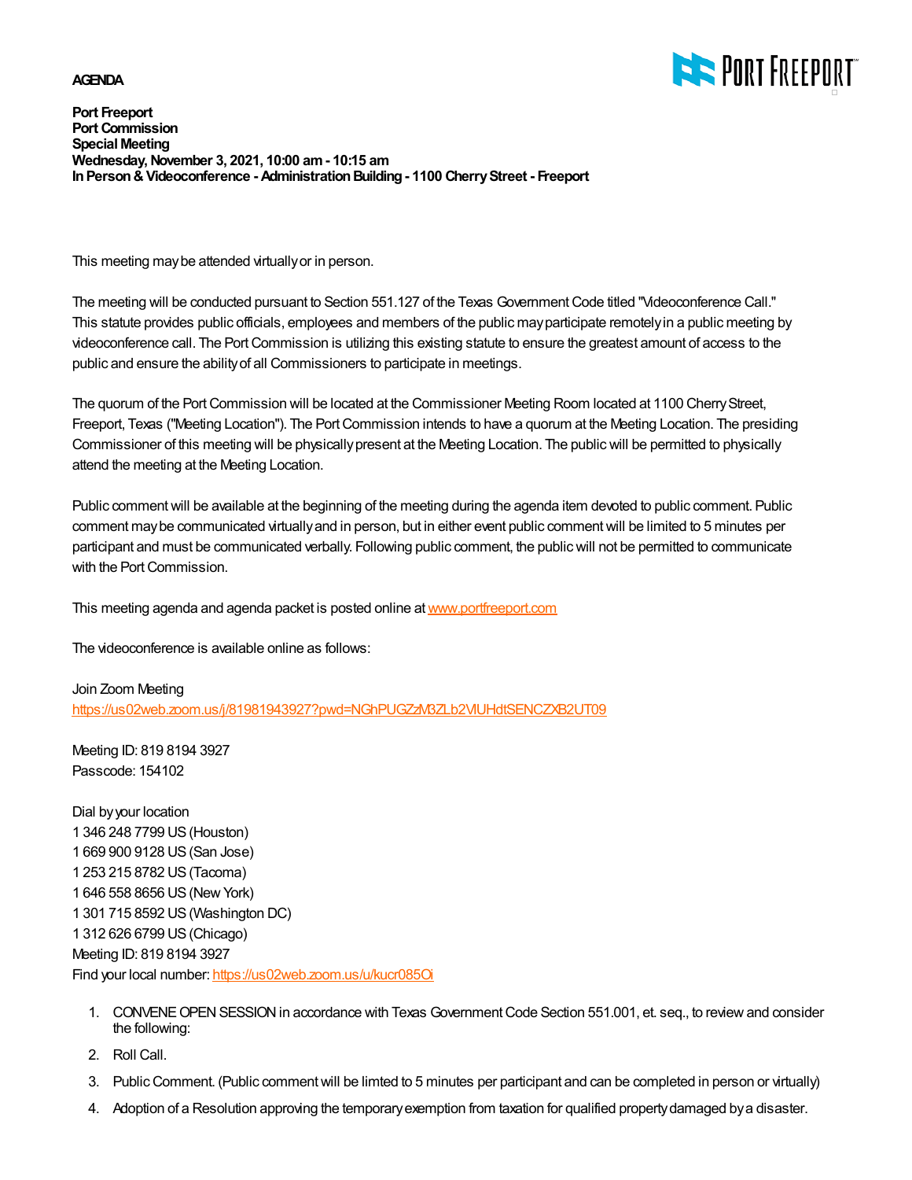**AGENDA**

**Port Freeport**
**Port Commission**
**Special Meeting**
**Wednesday, November 3, 2021, 10:00 am - 10:15 am**
**In Person & Videoconference - Administration Building - 1100 Cherry Street - Freeport**

This meeting may be attended virtually or in person.

The meeting will be conducted pursuant to Section 551.127 of the Texas Government Code titled "Videoconference Call." This statute provides public officials, employees and members of the public may participate remotely in a public meeting by videoconference call. The Port Commission is utilizing this existing statute to ensure the greatest amount of access to the public and ensure the ability of all Commissioners to participate in meetings.

The quorum of the Port Commission will be located at the Commissioner Meeting Room located at 1100 Cherry Street, Freeport, Texas ("Meeting Location"). The Port Commission intends to have a quorum at the Meeting Location. The presiding Commissioner of this meeting will be physically present at the Meeting Location. The public will be permitted to physically attend the meeting at the Meeting Location.

Public comment will be available at the beginning of the meeting during the agenda item devoted to public comment. Public comment may be communicated virtually and in person, but in either event public comment will be limited to 5 minutes per participant and must be communicated verbally. Following public comment, the public will not be permitted to communicate with the Port Commission.

This meeting agenda and agenda packet is posted online at www.portfreeport.com

The videoconference is available online as follows:

Join Zoom Meeting
https://us02web.zoom.us/j/81981943927?pwd=NGhPUGZzM3ZLb2VlUHdtSENCZXB2UT09

Meeting ID: 819 8194 3927
Passcode: 154102

Dial by your location
1 346 248 7799 US (Houston)
1 669 900 9128 US (San Jose)
1 253 215 8782 US (Tacoma)
1 646 558 8656 US (New York)
1 301 715 8592 US (Washington DC)
1 312 626 6799 US (Chicago)
Meeting ID: 819 8194 3927
Find your local number: https://us02web.zoom.us/u/kucr085Oi

1. CONVENE OPEN SESSION in accordance with Texas Government Code Section 551.001, et. seq., to review and consider the following:
2. Roll Call.
3. Public Comment. (Public comment will be limted to 5 minutes per participant and can be completed in person or virtually)
4. Adoption of a Resolution approving the temporary exemption from taxation for qualified property damaged by a disaster.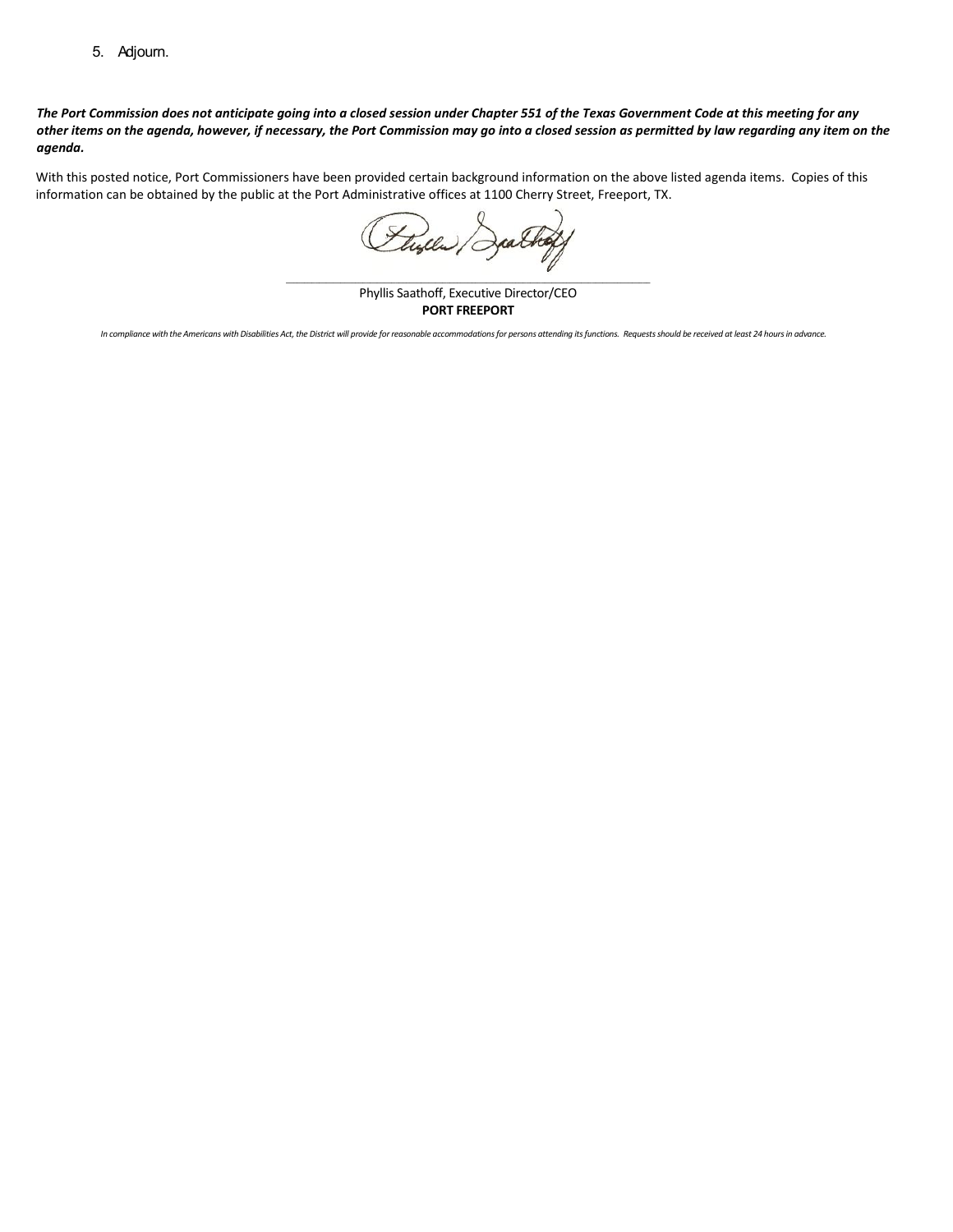5. Adjourn.

***The Port Commission does not anticipate going into a closed session under Chapter 551 of the Texas Government Code at this meeting for any other items on the agenda, however, if necessary, the Port Commission may go into a closed session as permitted by law regarding any item on the agenda.***

With this posted notice, Port Commissioners have been provided certain background information on the above listed agenda items. Copies of this information can be obtained by the public at the Port Administrative offices at 1100 Cherry Street, Freeport, TX.

Phyllis Saathoff, Executive Director/CEO
**PORT FREEPORT**

*In compliance with the Americans with Disabilities Act, the District will provide for reasonable accommodations for persons attending its functions. Requests should be received at least 24 hours in advance.*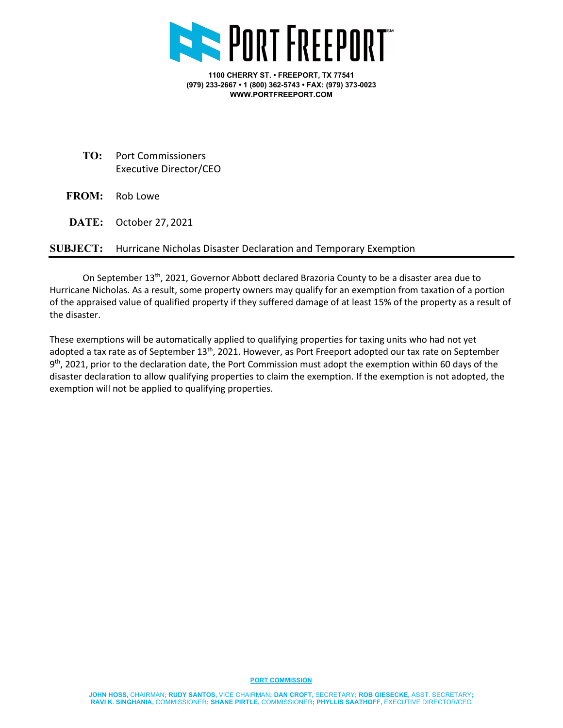# PORT FREEPORT

**1100 CHERRY ST. • FREEPORT, TX 77541**
**(979) 233-2667 • 1 (800) 362-5743 • FAX: (979) 373-0023**
**WWW.PORTFREEPORT.COM**

**TO:** Port Commissioners
Executive Director/CEO

**FROM:** Rob Lowe

**DATE:** October 27, 2021

**SUBJECT:** Hurricane Nicholas Disaster Declaration and Temporary Exemption

---

On September 13th, 2021, Governor Abbott declared Brazoria County to be a disaster area due to Hurricane Nicholas. As a result, some property owners may qualify for an exemption from taxation of a portion of the appraised value of qualified property if they suffered damage of at least 15% of the property as a result of the disaster.

These exemptions will be automatically applied to qualifying properties for taxing units who had not yet adopted a tax rate as of September 13th, 2021. However, as Port Freeport adopted our tax rate on September 9th, 2021, prior to the declaration date, the Port Commission must adopt the exemption within 60 days of the disaster declaration to allow qualifying properties to claim the exemption. If the exemption is not adopted, the exemption will not be applied to qualifying properties.

**PORT COMMISSION**

**JOHN HOSS,** CHAIRMAN; **RUDY SANTOS,** VICE CHAIRMAN; **DAN CROFT,** SECRETARY; **ROB GIESECKE,** ASST. SECRETARY; **RAVI K. SINGHANIA,** COMMISSIONER; **SHANE PIRTLE,** COMMISSIONER; **PHYLLIS SAATHOFF,** EXECUTIVE DIRECTOR/CEO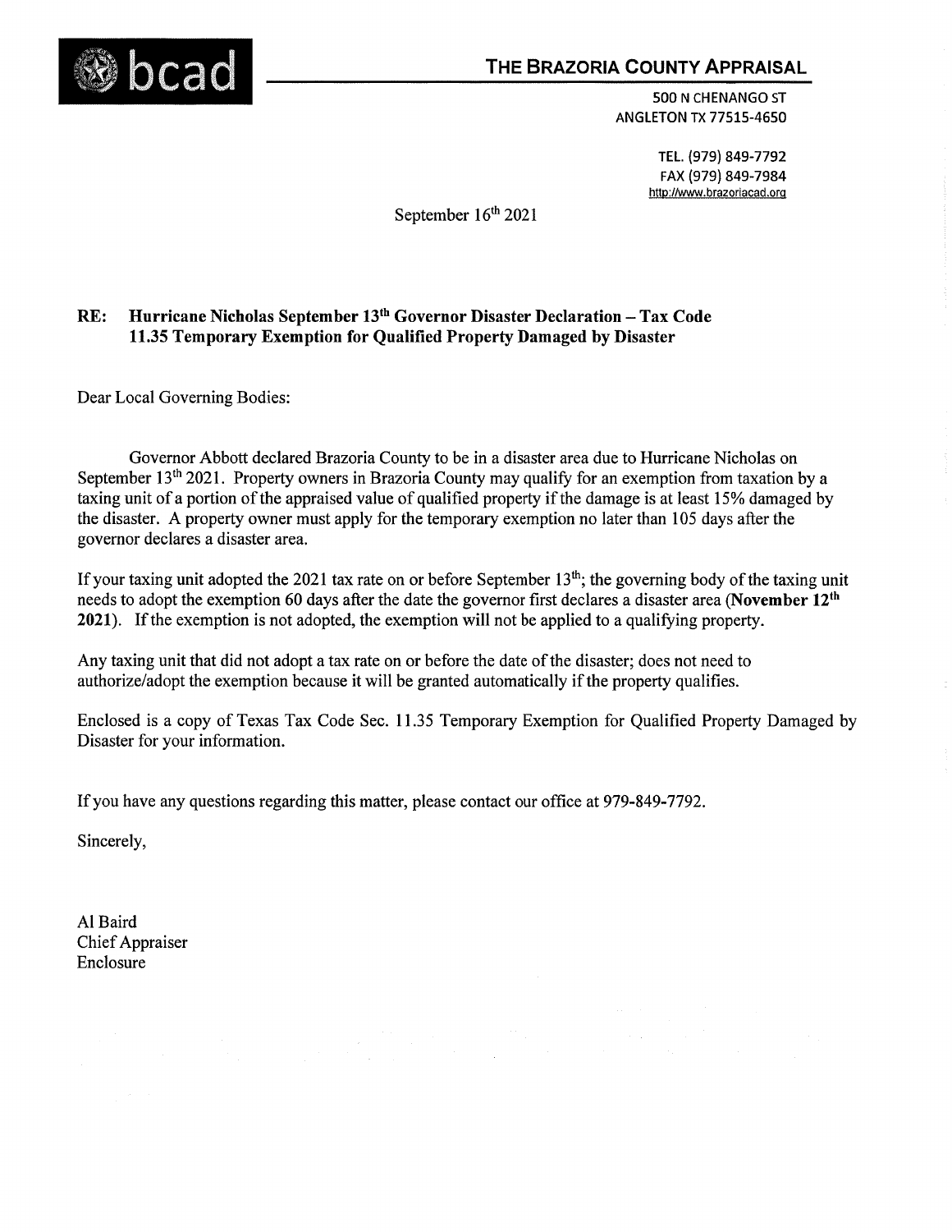**bcad** **THE BRAZORIA COUNTY APPRAISAL**

500 N CHENANGO ST
ANGLETON TX 77515-4650

TEL. (979) 849-7792
FAX (979) 849-7984
http://www.brazoriacad.org

September 16th 2021

**RE: Hurricane Nicholas September 13th Governor Disaster Declaration – Tax Code 11.35 Temporary Exemption for Qualified Property Damaged by Disaster**

Dear Local Governing Bodies:

Governor Abbott declared Brazoria County to be in a disaster area due to Hurricane Nicholas on September 13th 2021. Property owners in Brazoria County may qualify for an exemption from taxation by a taxing unit of a portion of the appraised value of qualified property if the damage is at least 15% damaged by the disaster. A property owner must apply for the temporary exemption no later than 105 days after the governor declares a disaster area.

If your taxing unit adopted the 2021 tax rate on or before September 13th; the governing body of the taxing unit needs to adopt the exemption 60 days after the date the governor first declares a disaster area (**November 12th 2021**). If the exemption is not adopted, the exemption will not be applied to a qualifying property.

Any taxing unit that did not adopt a tax rate on or before the date of the disaster; does not need to authorize/adopt the exemption because it will be granted automatically if the property qualifies.

Enclosed is a copy of Texas Tax Code Sec. 11.35 Temporary Exemption for Qualified Property Damaged by Disaster for your information.

If you have any questions regarding this matter, please contact our office at 979-849-7792.

Sincerely,

Al Baird
Chief Appraiser
Enclosure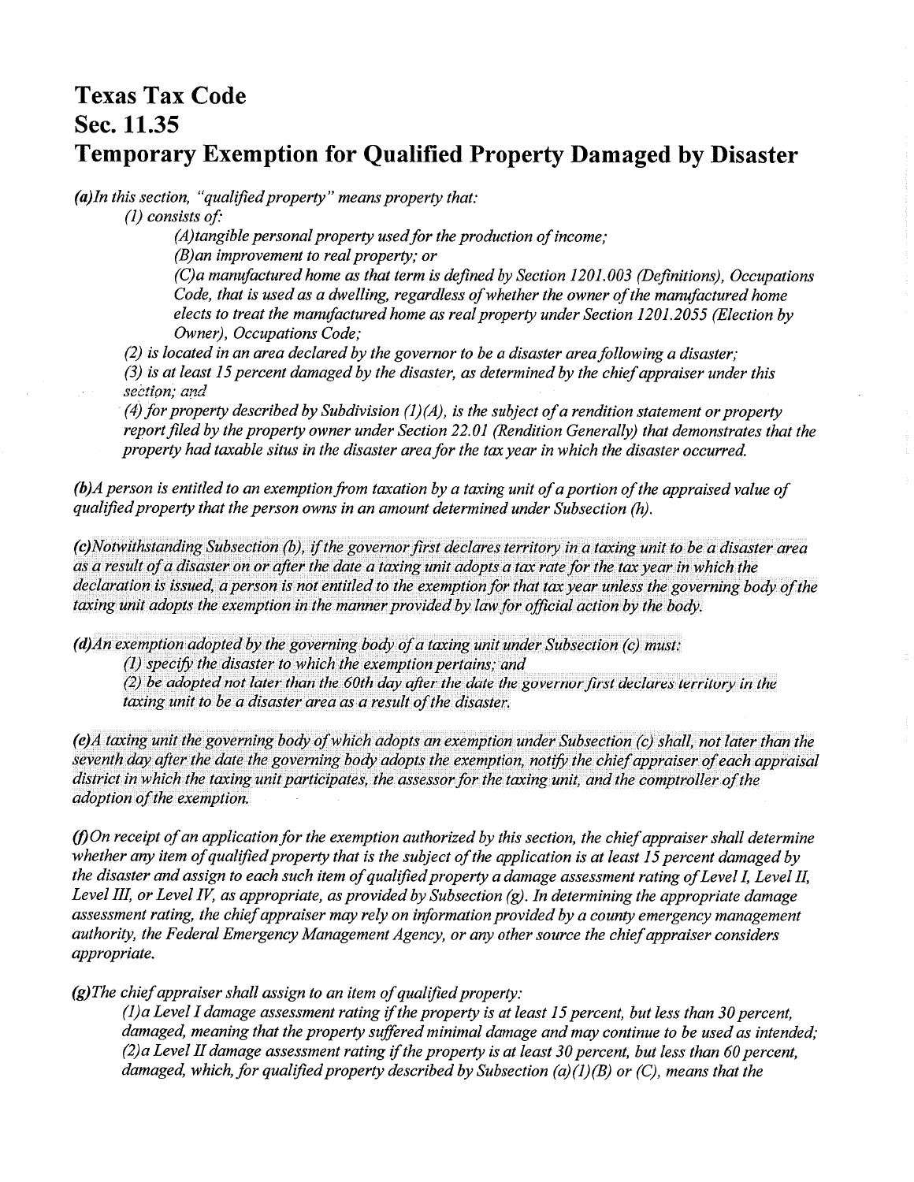# Texas Tax Code
# Sec. 11.35
# Temporary Exemption for Qualified Property Damaged by Disaster

*(a)In this section, "qualified property" means property that:*

*(1) consists of:*

*(A)tangible personal property used for the production of income;*

*(B)an improvement to real property; or*

*(C)a manufactured home as that term is defined by Section 1201.003 (Definitions), Occupations Code, that is used as a dwelling, regardless of whether the owner of the manufactured home elects to treat the manufactured home as real property under Section 1201.2055 (Election by Owner), Occupations Code;*

*(2) is located in an area declared by the governor to be a disaster area following a disaster;*

*(3) is at least 15 percent damaged by the disaster, as determined by the chief appraiser under this section; and*

*(4) for property described by Subdivision (1)(A), is the subject of a rendition statement or property report filed by the property owner under Section 22.01 (Rendition Generally) that demonstrates that the property had taxable situs in the disaster area for the tax year in which the disaster occurred.*

*(b)A person is entitled to an exemption from taxation by a taxing unit of a portion of the appraised value of qualified property that the person owns in an amount determined under Subsection (h).*

*(c)Notwithstanding Subsection (b), if the governor first declares territory in a taxing unit to be a disaster area as a result of a disaster on or after the date a taxing unit adopts a tax rate for the tax year in which the declaration is issued, a person is not entitled to the exemption for that tax year unless the governing body of the taxing unit adopts the exemption in the manner provided by law for official action by the body.*

*(d)An exemption adopted by the governing body of a taxing unit under Subsection (c) must:*

*(1) specify the disaster to which the exemption pertains; and*

*(2) be adopted not later than the 60th day after the date the governor first declares territory in the taxing unit to be a disaster area as a result of the disaster.*

*(e)A taxing unit the governing body of which adopts an exemption under Subsection (c) shall, not later than the seventh day after the date the governing body adopts the exemption, notify the chief appraiser of each appraisal district in which the taxing unit participates, the assessor for the taxing unit, and the comptroller of the adoption of the exemption.*

*(f)On receipt of an application for the exemption authorized by this section, the chief appraiser shall determine whether any item of qualified property that is the subject of the application is at least 15 percent damaged by the disaster and assign to each such item of qualified property a damage assessment rating of Level I, Level II, Level III, or Level IV, as appropriate, as provided by Subsection (g). In determining the appropriate damage assessment rating, the chief appraiser may rely on information provided by a county emergency management authority, the Federal Emergency Management Agency, or any other source the chief appraiser considers appropriate.*

*(g)The chief appraiser shall assign to an item of qualified property:*

*(1)a Level I damage assessment rating if the property is at least 15 percent, but less than 30 percent, damaged, meaning that the property suffered minimal damage and may continue to be used as intended;*

*(2)a Level II damage assessment rating if the property is at least 30 percent, but less than 60 percent, damaged, which, for qualified property described by Subsection (a)(1)(B) or (C), means that the*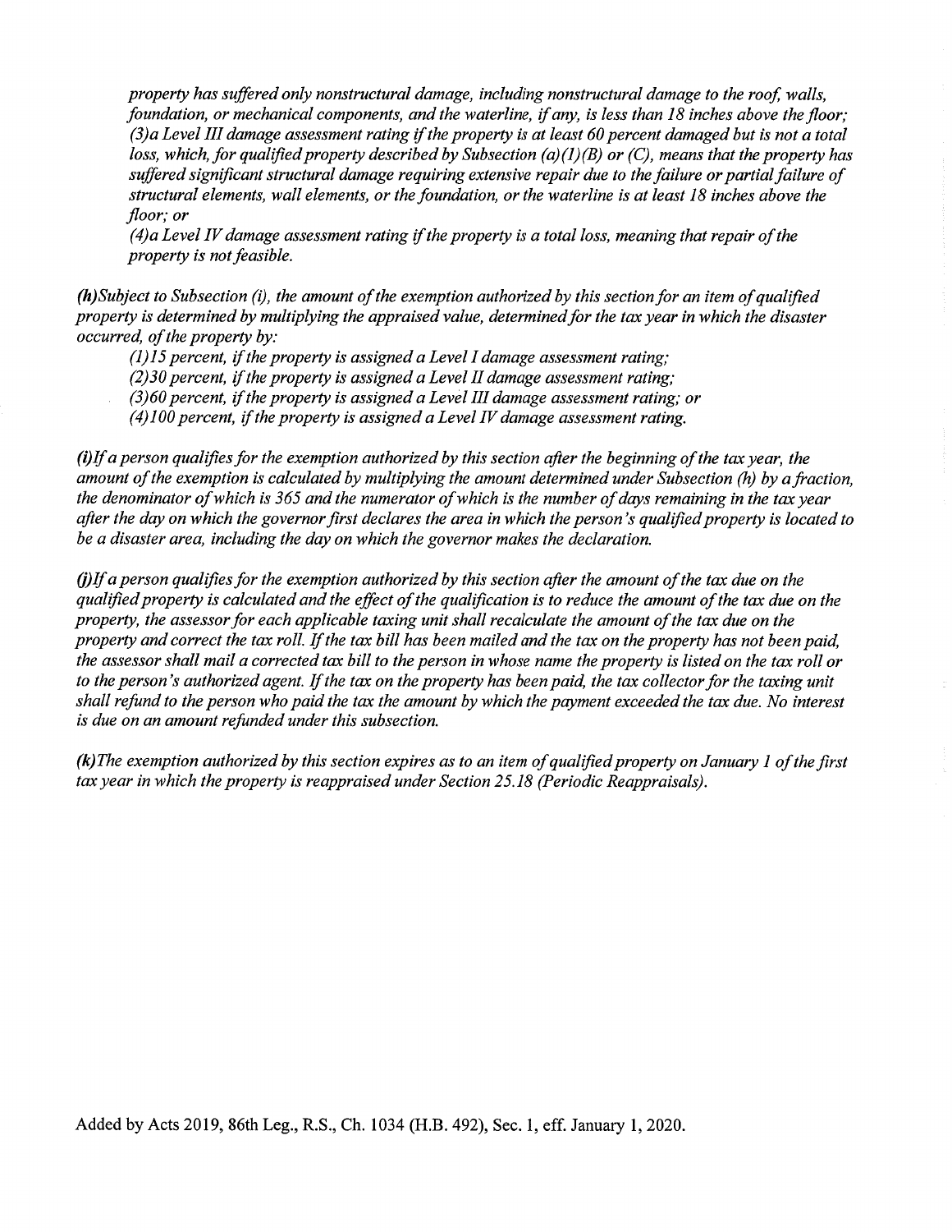*property has suffered only nonstructural damage, including nonstructural damage to the roof, walls, foundation, or mechanical components, and the waterline, if any, is less than 18 inches above the floor;*

*(3)a Level III damage assessment rating if the property is at least 60 percent damaged but is not a total loss, which, for qualified property described by Subsection (a)(1)(B) or (C), means that the property has suffered significant structural damage requiring extensive repair due to the failure or partial failure of structural elements, wall elements, or the foundation, or the waterline is at least 18 inches above the floor; or*

*(4)a Level IV damage assessment rating if the property is a total loss, meaning that repair of the property is not feasible.*

***(h)****Subject to Subsection (i), the amount of the exemption authorized by this section for an item of qualified property is determined by multiplying the appraised value, determined for the tax year in which the disaster occurred, of the property by:*

*(1)15 percent, if the property is assigned a Level I damage assessment rating;*

*(2)30 percent, if the property is assigned a Level II damage assessment rating;*

*(3)60 percent, if the property is assigned a Level III damage assessment rating; or*

*(4)100 percent, if the property is assigned a Level IV damage assessment rating.*

***(i)****If a person qualifies for the exemption authorized by this section after the beginning of the tax year, the amount of the exemption is calculated by multiplying the amount determined under Subsection (h) by a fraction, the denominator of which is 365 and the numerator of which is the number of days remaining in the tax year after the day on which the governor first declares the area in which the person's qualified property is located to be a disaster area, including the day on which the governor makes the declaration.*

***(j)****If a person qualifies for the exemption authorized by this section after the amount of the tax due on the qualified property is calculated and the effect of the qualification is to reduce the amount of the tax due on the property, the assessor for each applicable taxing unit shall recalculate the amount of the tax due on the property and correct the tax roll. If the tax bill has been mailed and the tax on the property has not been paid, the assessor shall mail a corrected tax bill to the person in whose name the property is listed on the tax roll or to the person's authorized agent. If the tax on the property has been paid, the tax collector for the taxing unit shall refund to the person who paid the tax the amount by which the payment exceeded the tax due. No interest is due on an amount refunded under this subsection.*

***(k)****The exemption authorized by this section expires as to an item of qualified property on January 1 of the first tax year in which the property is reappraised under Section 25.18 (Periodic Reappraisals).*

Added by Acts 2019, 86th Leg., R.S., Ch. 1034 (H.B. 492), Sec. 1, eff. January 1, 2020.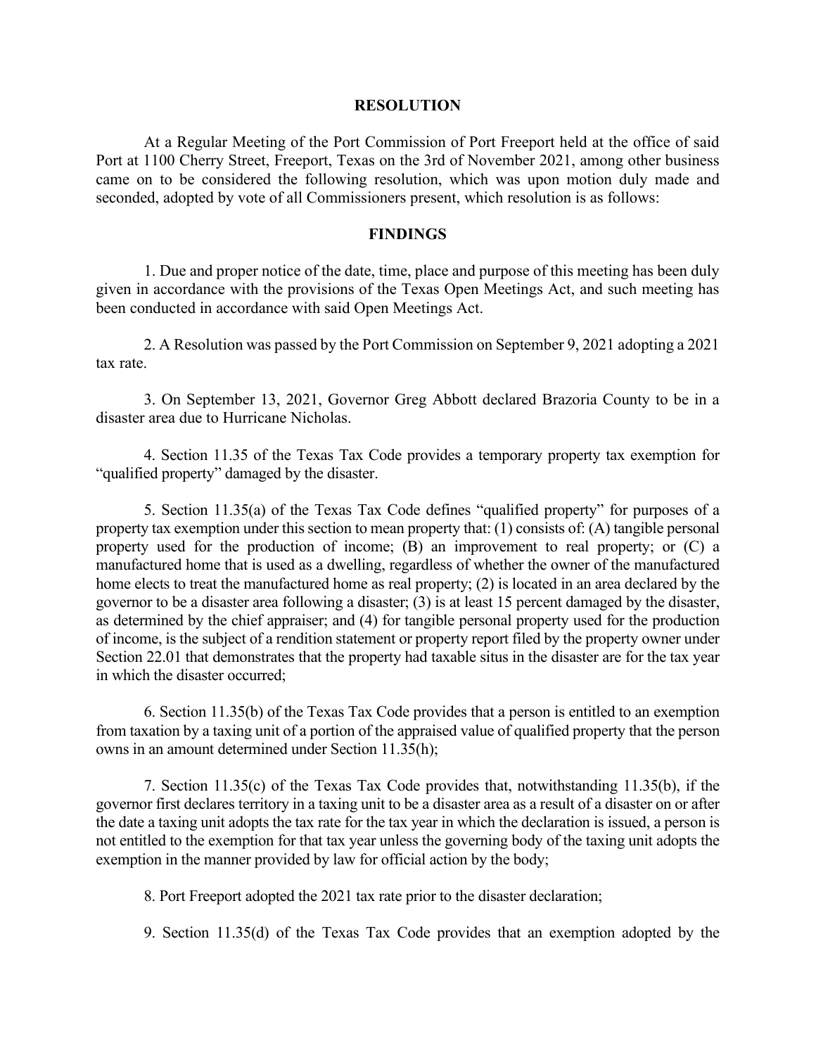**RESOLUTION**

At a Regular Meeting of the Port Commission of Port Freeport held at the office of said Port at 1100 Cherry Street, Freeport, Texas on the 3rd of November 2021, among other business came on to be considered the following resolution, which was upon motion duly made and seconded, adopted by vote of all Commissioners present, which resolution is as follows:

**FINDINGS**

1. Due and proper notice of the date, time, place and purpose of this meeting has been duly given in accordance with the provisions of the Texas Open Meetings Act, and such meeting has been conducted in accordance with said Open Meetings Act.

2. A Resolution was passed by the Port Commission on September 9, 2021 adopting a 2021 tax rate.

3. On September 13, 2021, Governor Greg Abbott declared Brazoria County to be in a disaster area due to Hurricane Nicholas.

4. Section 11.35 of the Texas Tax Code provides a temporary property tax exemption for "qualified property" damaged by the disaster.

5. Section 11.35(a) of the Texas Tax Code defines "qualified property" for purposes of a property tax exemption under this section to mean property that: (1) consists of: (A) tangible personal property used for the production of income; (B) an improvement to real property; or (C) a manufactured home that is used as a dwelling, regardless of whether the owner of the manufactured home elects to treat the manufactured home as real property; (2) is located in an area declared by the governor to be a disaster area following a disaster; (3) is at least 15 percent damaged by the disaster, as determined by the chief appraiser; and (4) for tangible personal property used for the production of income, is the subject of a rendition statement or property report filed by the property owner under Section 22.01 that demonstrates that the property had taxable situs in the disaster are for the tax year in which the disaster occurred;

6. Section 11.35(b) of the Texas Tax Code provides that a person is entitled to an exemption from taxation by a taxing unit of a portion of the appraised value of qualified property that the person owns in an amount determined under Section 11.35(h);

7. Section 11.35(c) of the Texas Tax Code provides that, notwithstanding 11.35(b), if the governor first declares territory in a taxing unit to be a disaster area as a result of a disaster on or after the date a taxing unit adopts the tax rate for the tax year in which the declaration is issued, a person is not entitled to the exemption for that tax year unless the governing body of the taxing unit adopts the exemption in the manner provided by law for official action by the body;

8. Port Freeport adopted the 2021 tax rate prior to the disaster declaration;

9. Section 11.35(d) of the Texas Tax Code provides that an exemption adopted by the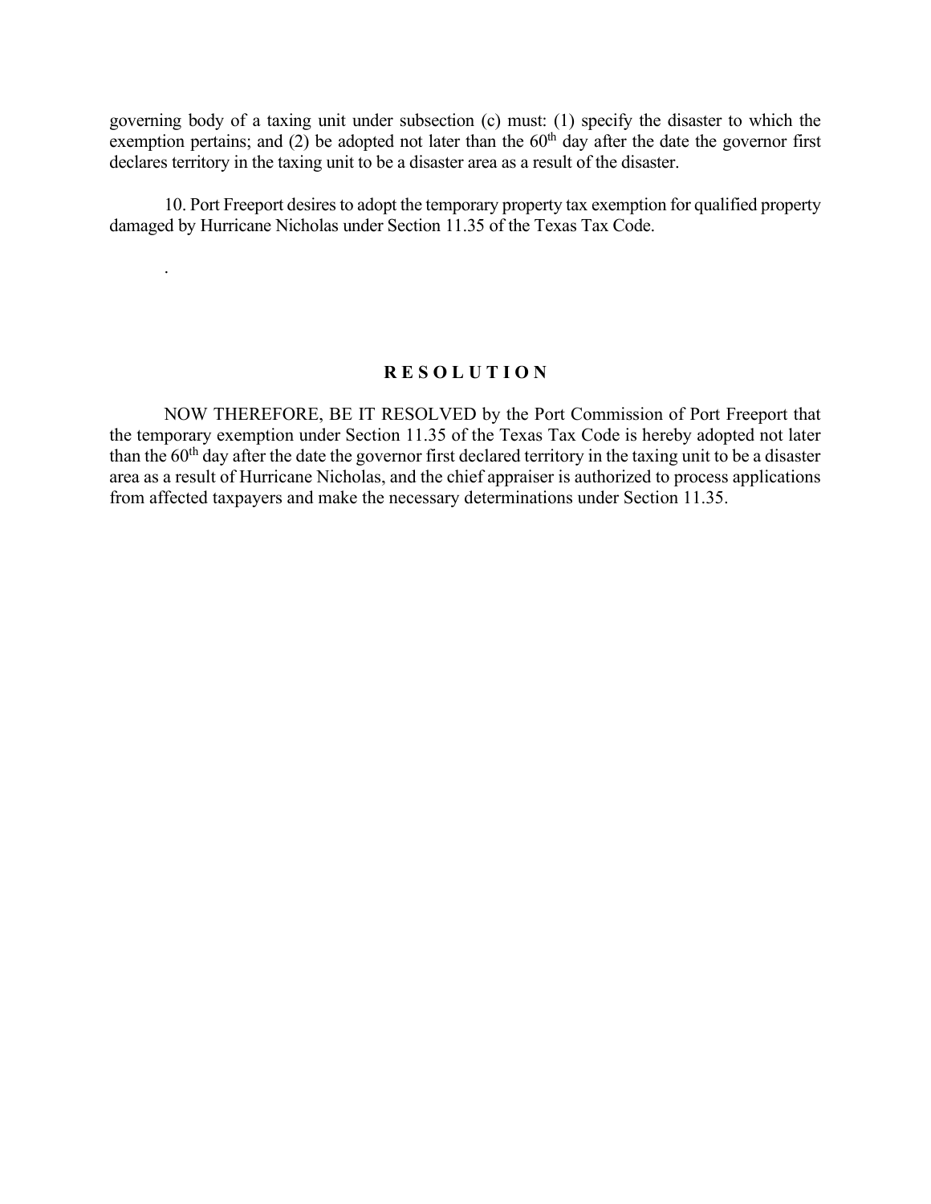governing body of a taxing unit under subsection (c) must: (1) specify the disaster to which the exemption pertains; and (2) be adopted not later than the 60th day after the date the governor first declares territory in the taxing unit to be a disaster area as a result of the disaster.

10. Port Freeport desires to adopt the temporary property tax exemption for qualified property damaged by Hurricane Nicholas under Section 11.35 of the Texas Tax Code.

.

## R E S O L U T I O N

NOW THEREFORE, BE IT RESOLVED by the Port Commission of Port Freeport that the temporary exemption under Section 11.35 of the Texas Tax Code is hereby adopted not later than the 60th day after the date the governor first declared territory in the taxing unit to be a disaster area as a result of Hurricane Nicholas, and the chief appraiser is authorized to process applications from affected taxpayers and make the necessary determinations under Section 11.35.